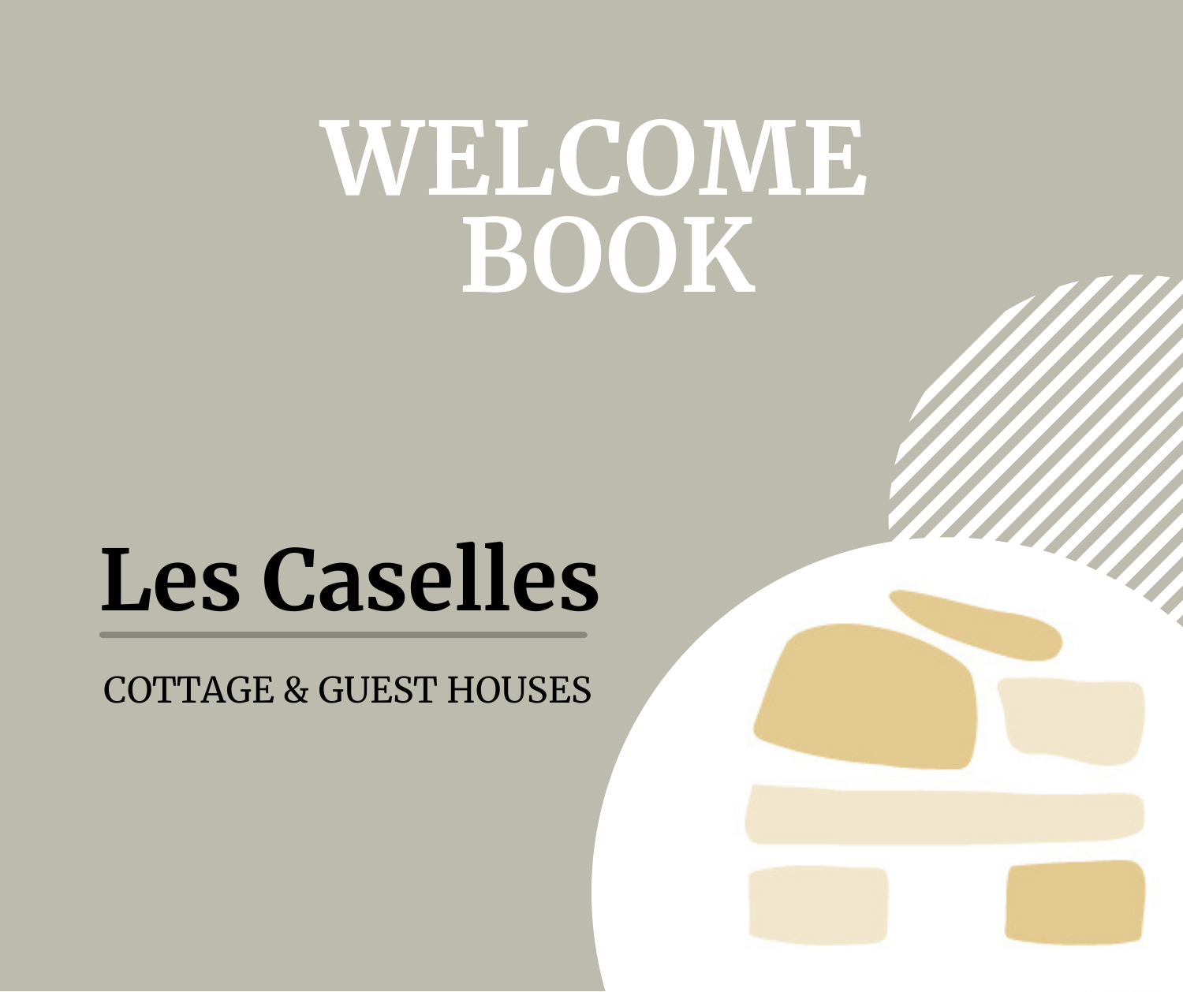# WELCOME BOOK

## Les Caselles

COTTAGE & GUEST HOUSES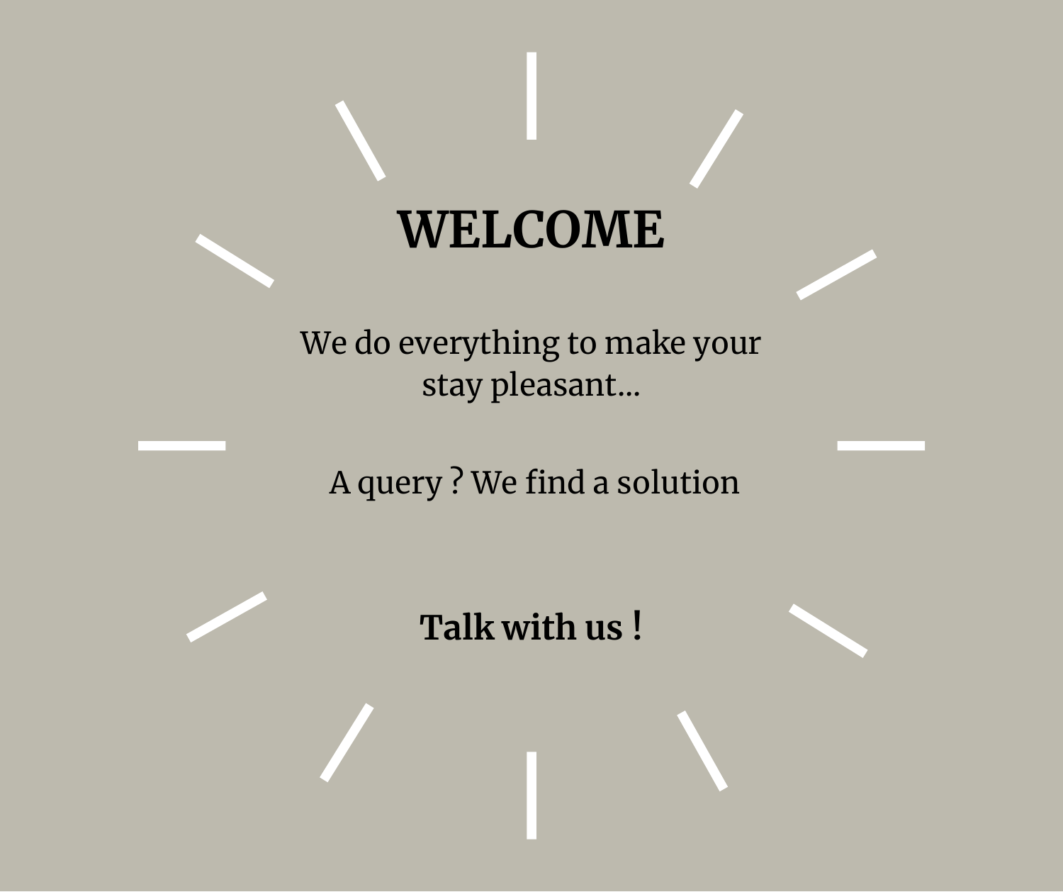# WELCOME

We do everything to make your stay pleasant...

A query ? We find a solution

**Talk with us !**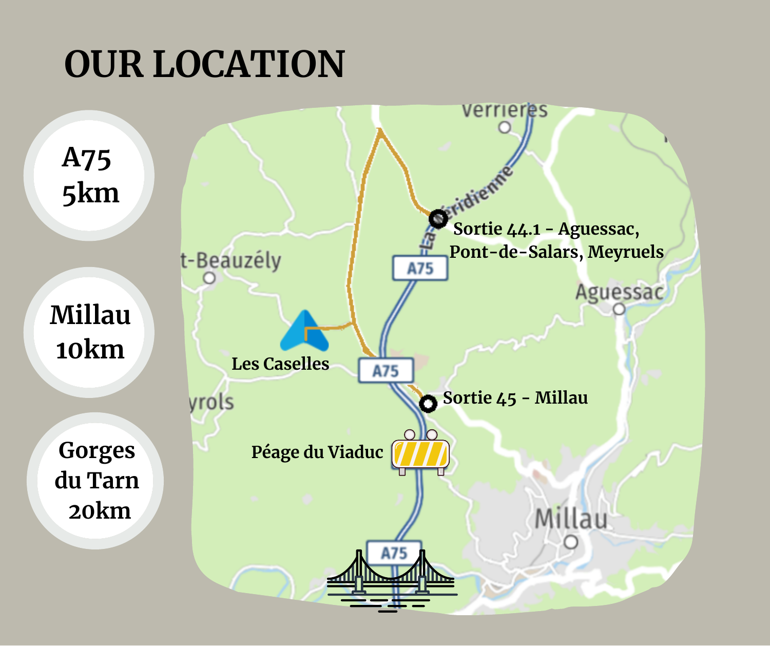# OUR LOCATION

A75
5km

Millau
10km

Gorges du Tarn
20km

Sortie 44.1 - Aguessac, Pont-de-Salars, Meyruels

Les Caselles

Sortie 45 - Millau

Péage du Viaduc

Verrières

La Méridienne

A75

t-Beauzély

Aguessac

yrols

Millau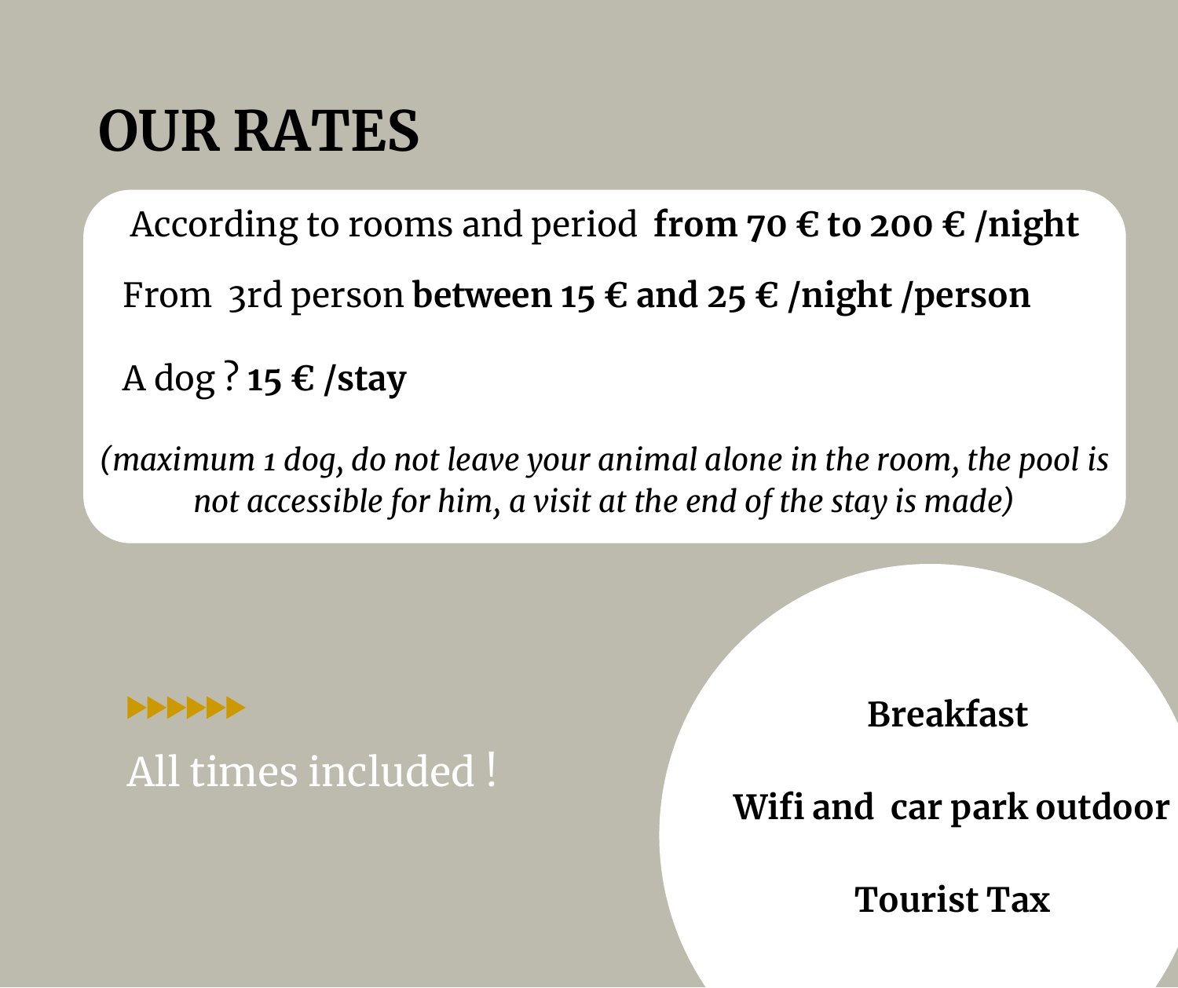# OUR RATES

According to rooms and period **from 70 € to 200 € /night**

From 3rd person **between 15 € and 25 € /night /person**

A dog ? **15 € /stay**

*(maximum 1 dog, do not leave your animal alone in the room, the pool is not accessible for him, a visit at the end of the stay is made)*

▶▶▶▶▶▶

All times included !

**Breakfast**

**Wifi and car park outdoor**

**Tourist Tax**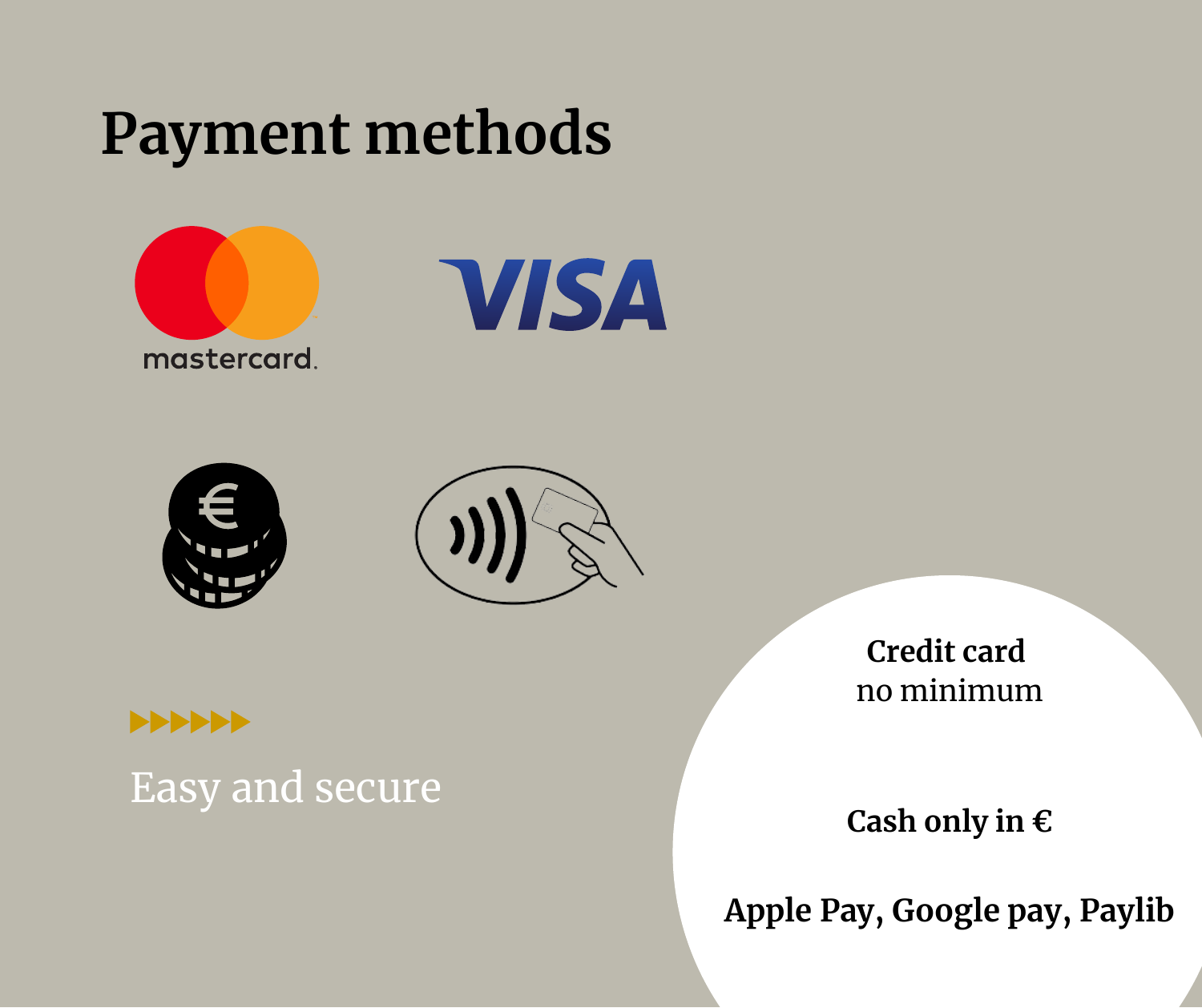# Payment methods

mastercard.

VISA

Easy and secure

**Credit card**
no minimum

**Cash only in €**

**Apple Pay, Google pay, Paylib**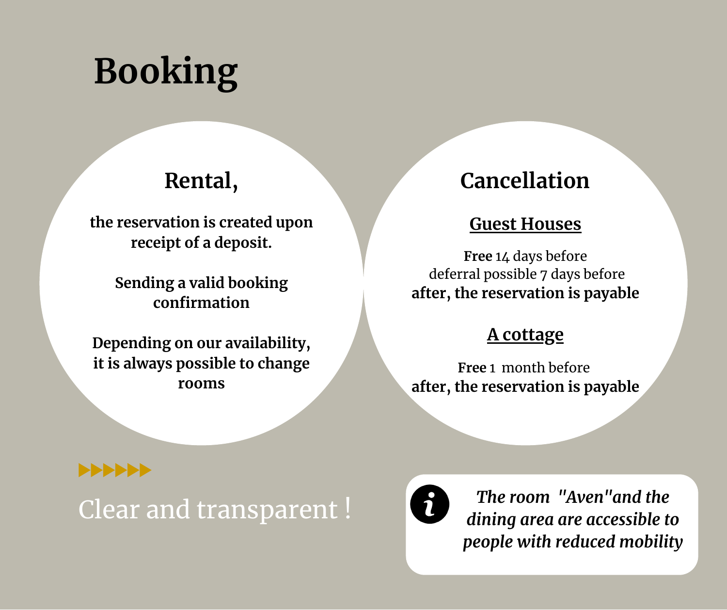# Booking

## Rental,

**the reservation is created upon receipt of a deposit.**

**Sending a valid booking confirmation**

**Depending on our availability, it is always possible to change rooms**

## Cancellation

### Guest Houses

**Free** 14 days before
deferral possible 7 days before
**after, the reservation is payable**

### A cottage

**Free** 1 month before
**after, the reservation is payable**

▶▶▶▶▶▶

Clear and transparent !

*The room "Aven"and the dining area are accessible to people with reduced mobility*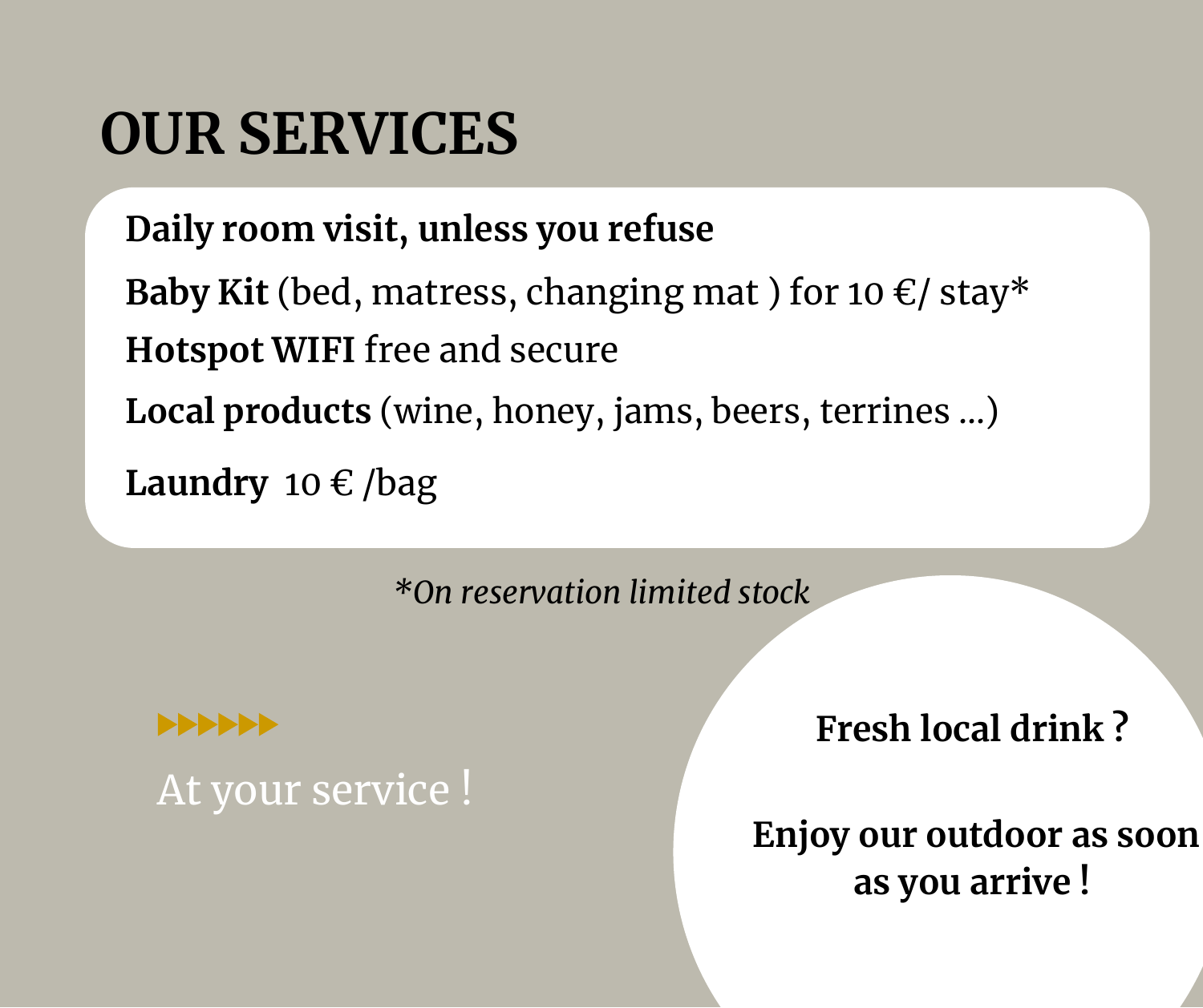# OUR SERVICES

**Daily room visit, unless you refuse**

**Baby Kit** (bed, matress, changing mat ) for 10 €/ stay*

**Hotspot WIFI** free and secure

**Local products** (wine, honey, jams, beers, terrines ...)

**Laundry** 10 € /bag

*\*On reservation limited stock*

▸▸▸▸▸▸

At your service !

**Fresh local drink ?**

**Enjoy our outdoor as soon as you arrive !**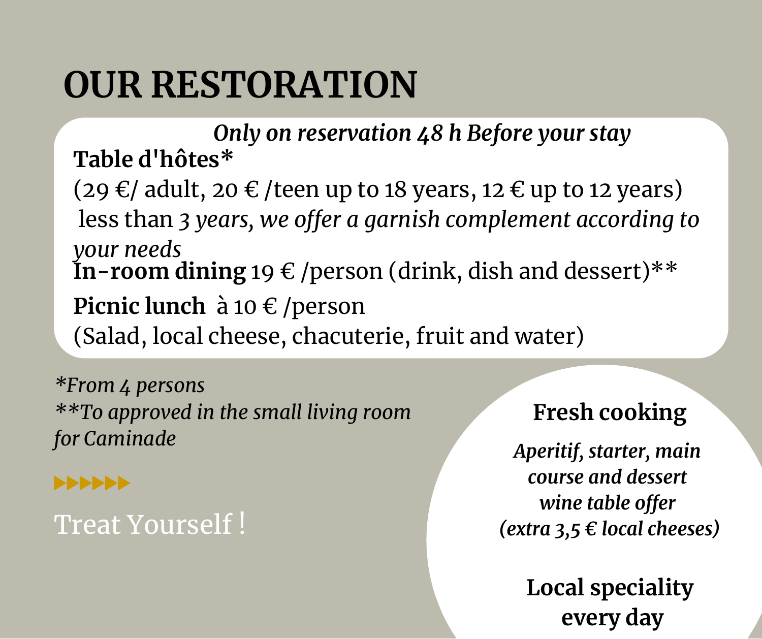# OUR RESTORATION

*Only on reservation 48 h Before your stay*

**Table d'hôtes***

(29 €/ adult, 20 € /teen up to 18 years, 12 € up to 12 years)
less than *3 years, we offer a garnish complement according to your needs*

**In-room dining** 19 € /person (drink, dish and dessert)**

**Picnic lunch** à 10 € /person
(Salad, local cheese, chacuterie, fruit and water)

*\*From 4 persons*
*\*\*To approved in the small living room for Caminade*

▶▶▶▶▶▶

Treat Yourself !

**Fresh cooking**

*Aperitif, starter, main course and dessert*
*wine table offer*
*(extra 3,5 € local cheeses)*

**Local speciality every day**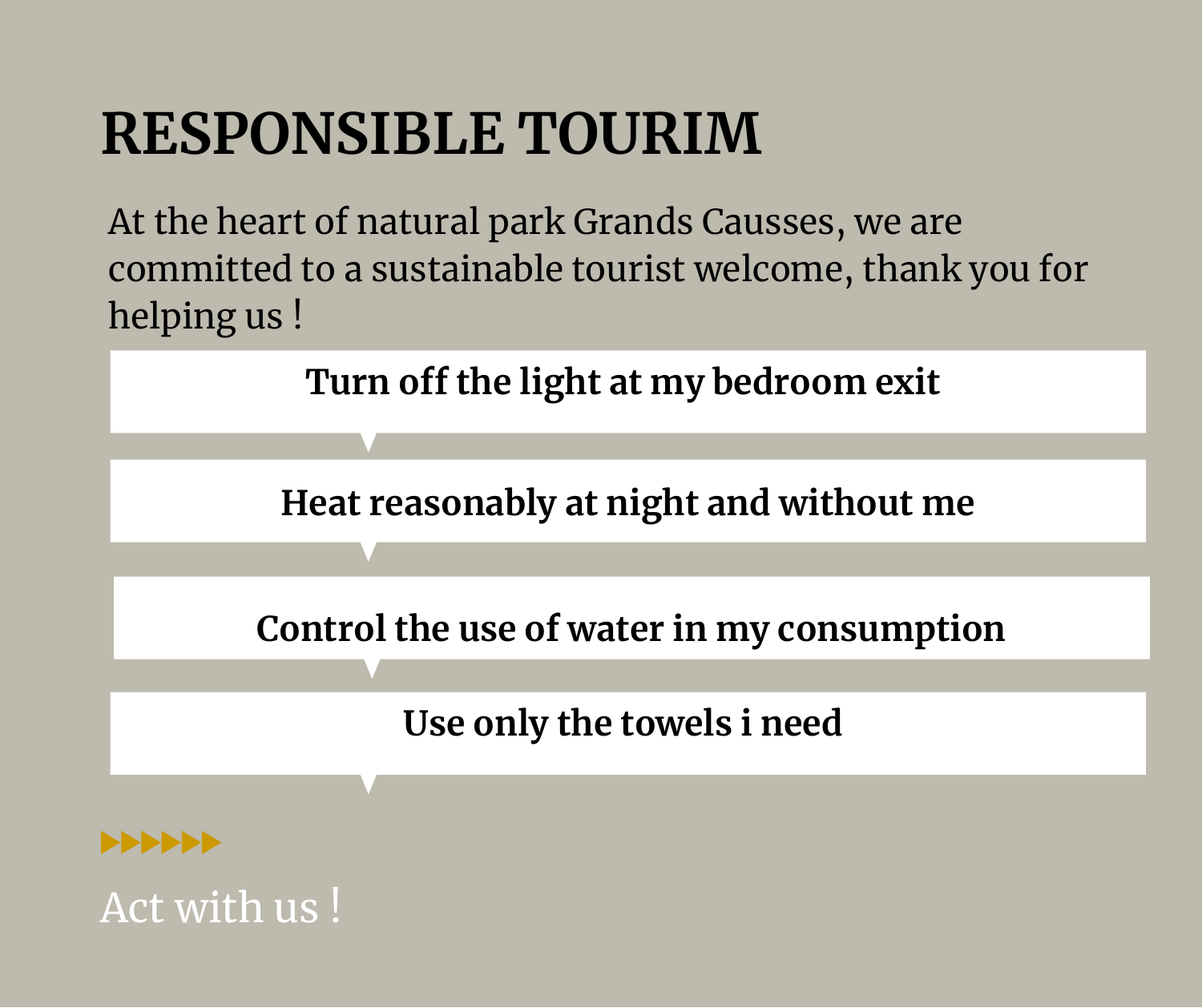# RESPONSIBLE TOURIM

At the heart of natural park Grands Causses, we are committed to a sustainable tourist welcome, thank you for helping us !

**Turn off the light at my bedroom exit**

**Heat reasonably at night and without me**

**Control the use of water in my consumption**

**Use only the towels i need**

▶▶▶▶▶▶

Act with us !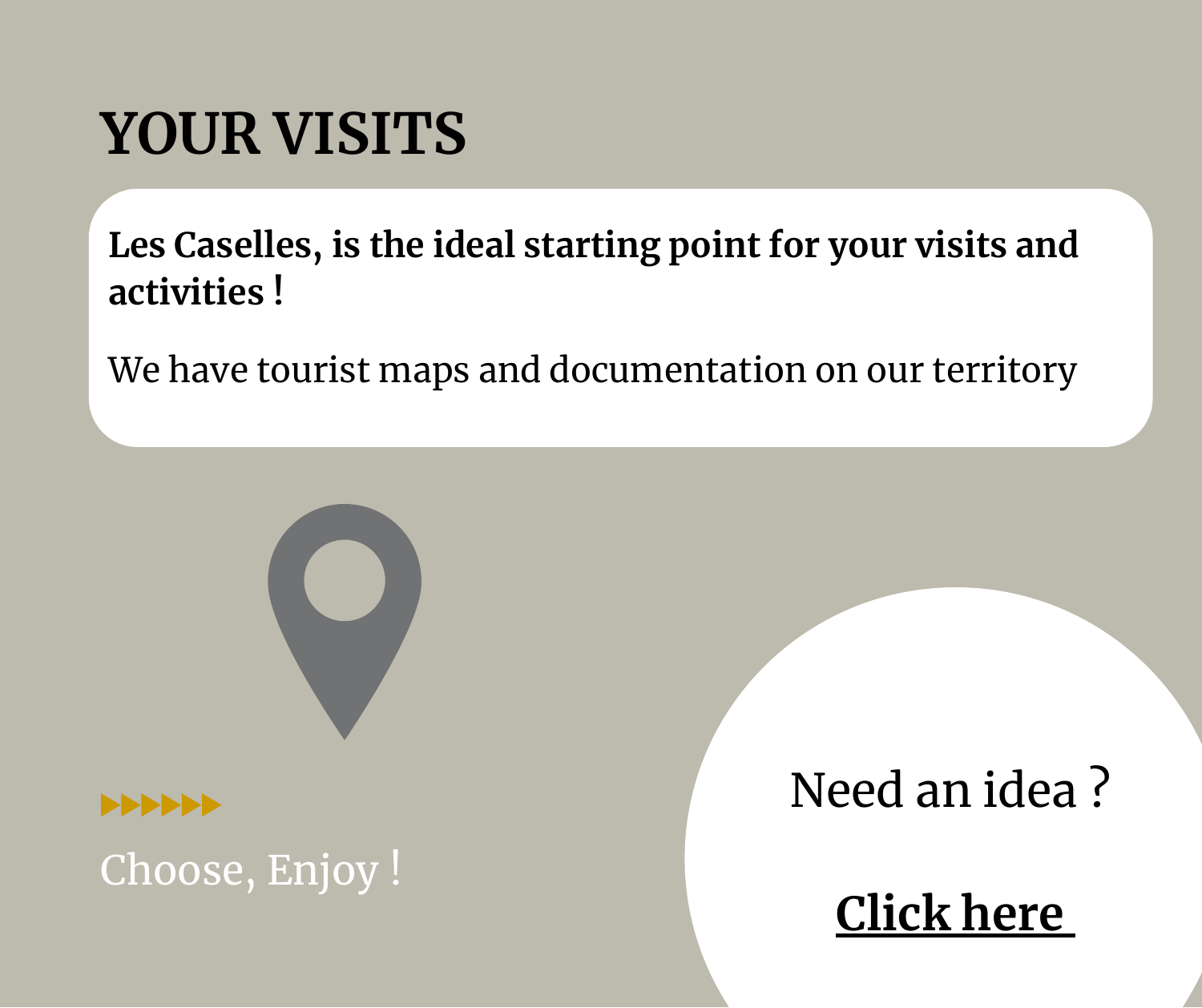# YOUR VISITS

**Les Caselles, is the ideal starting point for your visits and activities !**

We have tourist maps and documentation on our territory

▶▶▶▶▶▶

Choose, Enjoy !

Need an idea ?

**Click here**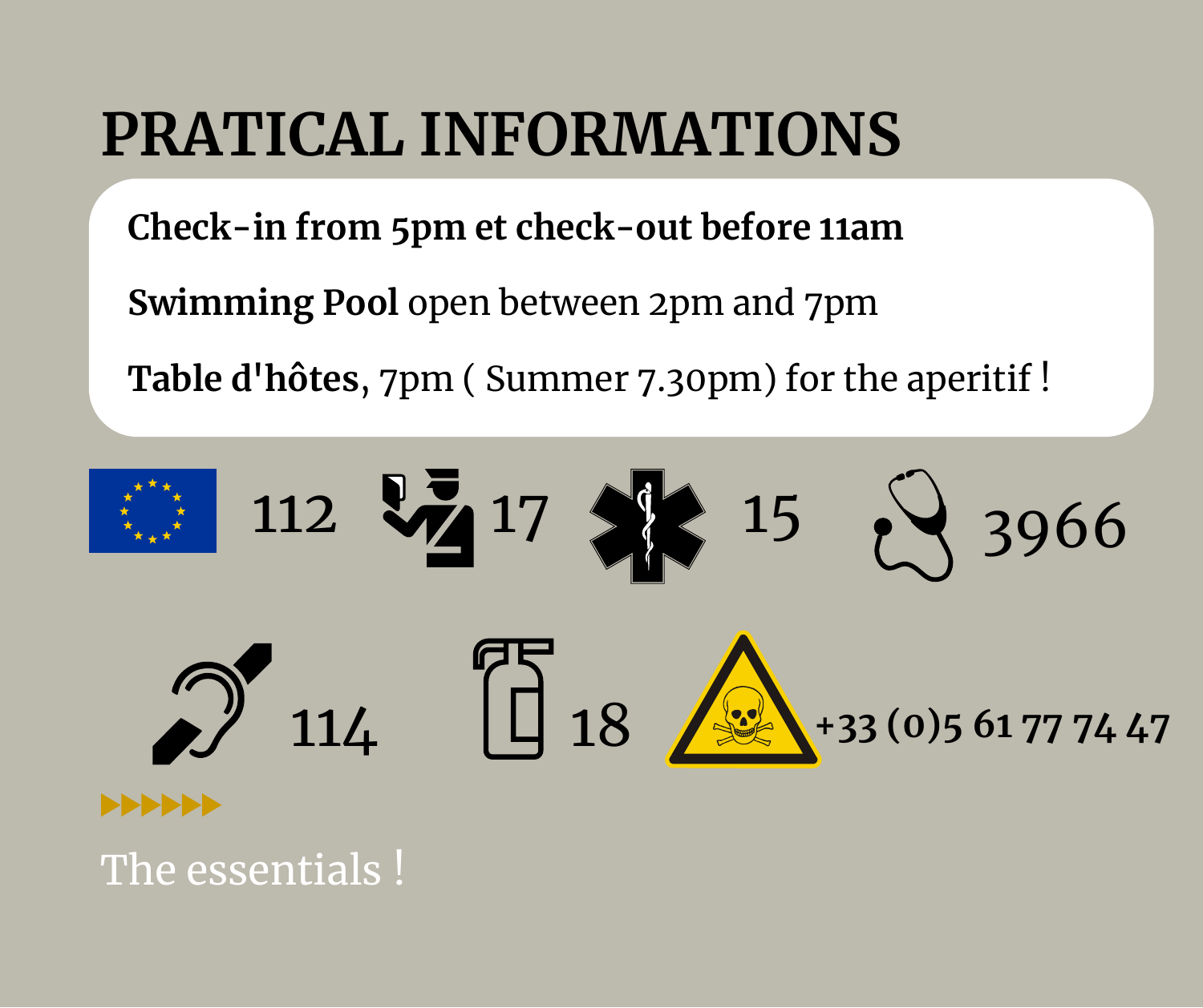# PRATICAL INFORMATIONS

**Check-in from 5pm et check-out before 11am**

**Swimming Pool** open between 2pm and 7pm

**Table d'hôtes**, 7pm ( Summer 7.30pm) for the aperitif !

112

17

15

3966

114

18

+33 (0)5 61 77 74 47

The essentials !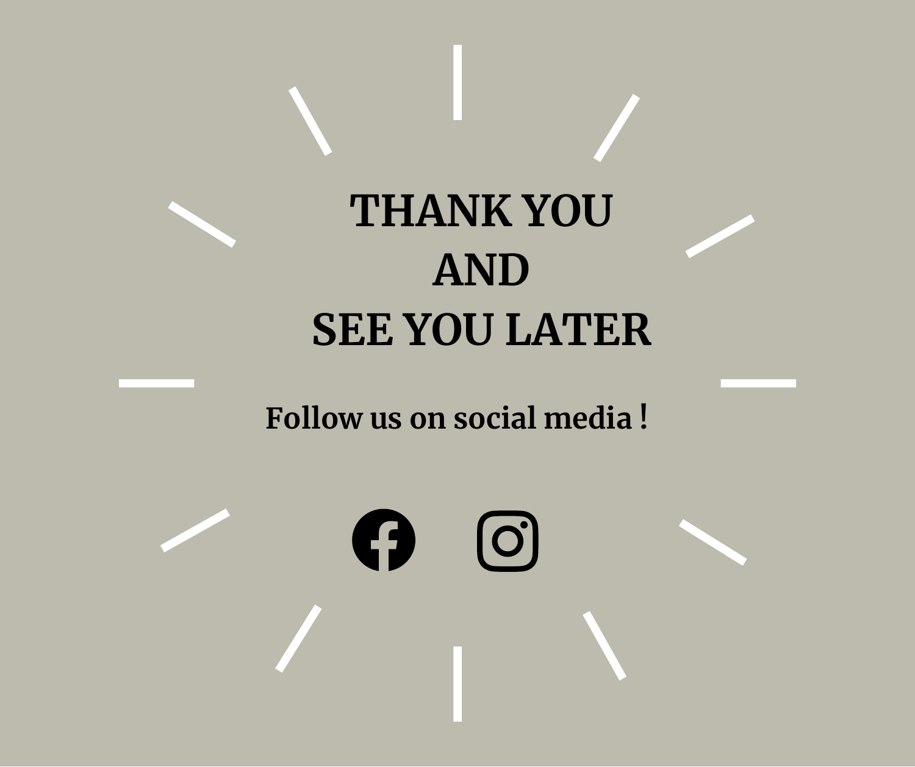**THANK YOU**
**AND**
**SEE YOU LATER**

**Follow us on social media !**